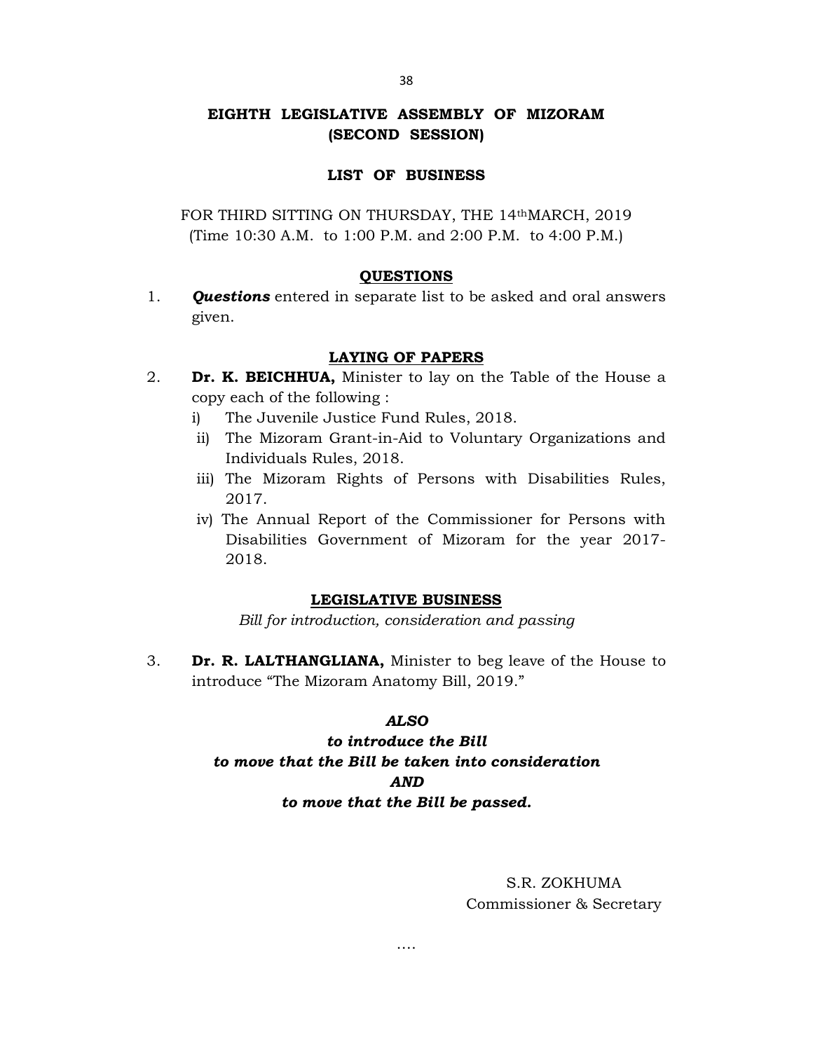# EIGHTH LEGISLATIVE ASSEMBLY OF MIZORAM
## (SECOND SESSION)

### LIST OF BUSINESS

FOR THIRD SITTING ON THURSDAY, THE 14th MARCH, 2019
(Time 10:30 A.M. to 1:00 P.M. and 2:00 P.M. to 4:00 P.M.)

### QUESTIONS

1. ***Questions*** entered in separate list to be asked and oral answers given.

### LAYING OF PAPERS

2. **Dr. K. BEICHHUA,** Minister to lay on the Table of the House a copy each of the following :
   - i) The Juvenile Justice Fund Rules, 2018.
   - ii) The Mizoram Grant-in-Aid to Voluntary Organizations and Individuals Rules, 2018.
   - iii) The Mizoram Rights of Persons with Disabilities Rules, 2017.
   - iv) The Annual Report of the Commissioner for Persons with Disabilities Government of Mizoram for the year 2017-2018.

### LEGISLATIVE BUSINESS

*Bill for introduction, consideration and passing*

3. **Dr. R. LALTHANGLIANA,** Minister to beg leave of the House to introduce "The Mizoram Anatomy Bill, 2019."

***ALSO***
***to introduce the Bill***
***to move that the Bill be taken into consideration***
***AND***
***to move that the Bill be passed.***

S.R. ZOKHUMA
Commissioner & Secretary

....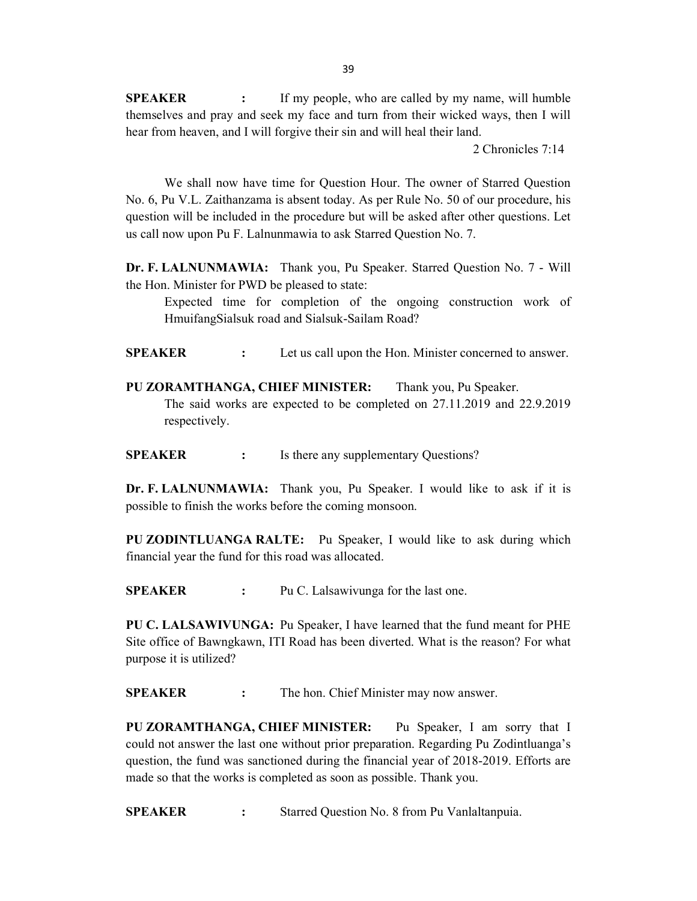**SPEAKER :** If my people, who are called by my name, will humble themselves and pray and seek my face and turn from their wicked ways, then I will hear from heaven, and I will forgive their sin and will heal their land.

2 Chronicles 7:14

We shall now have time for Question Hour. The owner of Starred Question No. 6, Pu V.L. Zaithanzama is absent today. As per Rule No. 50 of our procedure, his question will be included in the procedure but will be asked after other questions. Let us call now upon Pu F. Lalnunmawia to ask Starred Question No. 7.

**Dr. F. LALNUNMAWIA:** Thank you, Pu Speaker. Starred Question No. 7 - Will the Hon. Minister for PWD be pleased to state:

> Expected time for completion of the ongoing construction work of HmuifangSialsuk road and Sialsuk-Sailam Road?

**SPEAKER :** Let us call upon the Hon. Minister concerned to answer.

**PU ZORAMTHANGA, CHIEF MINISTER:** Thank you, Pu Speaker.

> The said works are expected to be completed on 27.11.2019 and 22.9.2019 respectively.

**SPEAKER :** Is there any supplementary Questions?

**Dr. F. LALNUNMAWIA:** Thank you, Pu Speaker. I would like to ask if it is possible to finish the works before the coming monsoon.

**PU ZODINTLUANGA RALTE:** Pu Speaker, I would like to ask during which financial year the fund for this road was allocated.

**SPEAKER :** Pu C. Lalsawivunga for the last one.

**PU C. LALSAWIVUNGA:** Pu Speaker, I have learned that the fund meant for PHE Site office of Bawngkawn, ITI Road has been diverted. What is the reason? For what purpose it is utilized?

**SPEAKER :** The hon. Chief Minister may now answer.

**PU ZORAMTHANGA, CHIEF MINISTER:** Pu Speaker, I am sorry that I could not answer the last one without prior preparation. Regarding Pu Zodintluanga's question, the fund was sanctioned during the financial year of 2018-2019. Efforts are made so that the works is completed as soon as possible. Thank you.

**SPEAKER :** Starred Question No. 8 from Pu Vanlaltanpuia.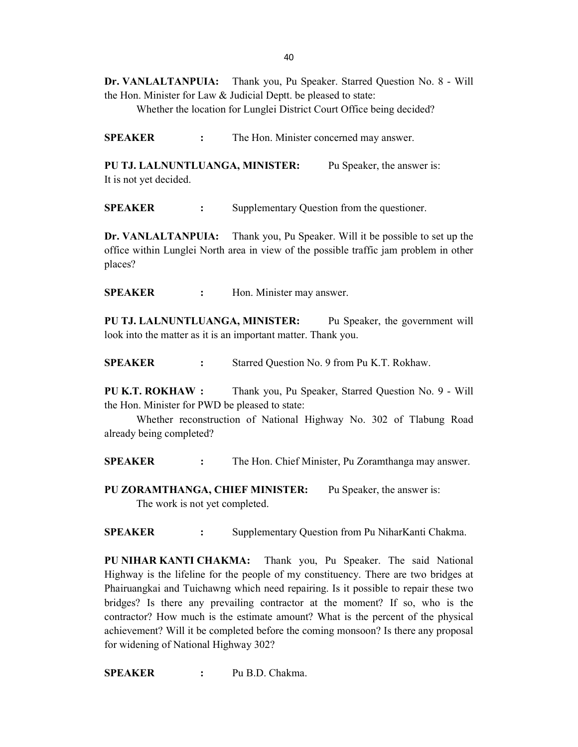**Dr. VANLALTANPUIA:** Thank you, Pu Speaker. Starred Question No. 8 - Will the Hon. Minister for Law & Judicial Deptt. be pleased to state:

Whether the location for Lunglei District Court Office being decided?

**SPEAKER :** The Hon. Minister concerned may answer.

**PU TJ. LALNUNTLUANGA, MINISTER:** Pu Speaker, the answer is:
It is not yet decided.

**SPEAKER :** Supplementary Question from the questioner.

**Dr. VANLALTANPUIA:** Thank you, Pu Speaker. Will it be possible to set up the office within Lunglei North area in view of the possible traffic jam problem in other places?

**SPEAKER :** Hon. Minister may answer.

**PU TJ. LALNUNTLUANGA, MINISTER:** Pu Speaker, the government will look into the matter as it is an important matter. Thank you.

**SPEAKER :** Starred Question No. 9 from Pu K.T. Rokhaw.

**PU K.T. ROKHAW :** Thank you, Pu Speaker, Starred Question No. 9 - Will the Hon. Minister for PWD be pleased to state:

Whether reconstruction of National Highway No. 302 of Tlabung Road already being completed?

**SPEAKER :** The Hon. Chief Minister, Pu Zoramthanga may answer.

**PU ZORAMTHANGA, CHIEF MINISTER:** Pu Speaker, the answer is:

The work is not yet completed.

**SPEAKER :** Supplementary Question from Pu NiharKanti Chakma.

**PU NIHAR KANTI CHAKMA:** Thank you, Pu Speaker. The said National Highway is the lifeline for the people of my constituency. There are two bridges at Phairuangkai and Tuichawng which need repairing. Is it possible to repair these two bridges? Is there any prevailing contractor at the moment? If so, who is the contractor? How much is the estimate amount? What is the percent of the physical achievement? Will it be completed before the coming monsoon? Is there any proposal for widening of National Highway 302?

**SPEAKER :** Pu B.D. Chakma.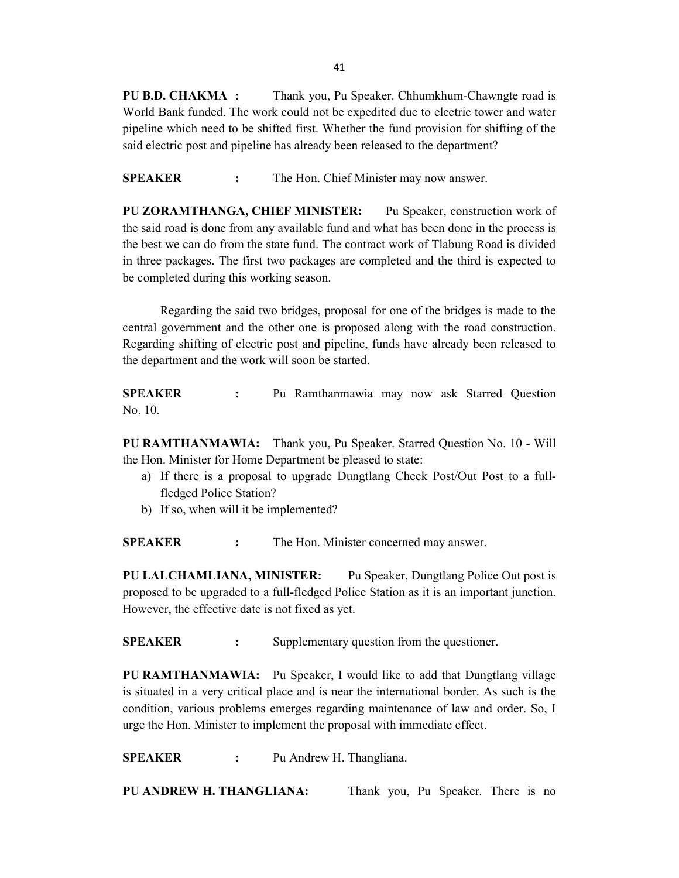**PU B.D. CHAKMA :** Thank you, Pu Speaker. Chhumkhum-Chawngte road is World Bank funded. The work could not be expedited due to electric tower and water pipeline which need to be shifted first. Whether the fund provision for shifting of the said electric post and pipeline has already been released to the department?

**SPEAKER :** The Hon. Chief Minister may now answer.

**PU ZORAMTHANGA, CHIEF MINISTER:** Pu Speaker, construction work of the said road is done from any available fund and what has been done in the process is the best we can do from the state fund. The contract work of Tlabung Road is divided in three packages. The first two packages are completed and the third is expected to be completed during this working season.

Regarding the said two bridges, proposal for one of the bridges is made to the central government and the other one is proposed along with the road construction. Regarding shifting of electric post and pipeline, funds have already been released to the department and the work will soon be started.

**SPEAKER :** Pu Ramthanmawia may now ask Starred Question No. 10.

**PU RAMTHANMAWIA:** Thank you, Pu Speaker. Starred Question No. 10 - Will the Hon. Minister for Home Department be pleased to state:

a) If there is a proposal to upgrade Dungtlang Check Post/Out Post to a full-fledged Police Station?
b) If so, when will it be implemented?

**SPEAKER :** The Hon. Minister concerned may answer.

**PU LALCHAMLIANA, MINISTER:** Pu Speaker, Dungtlang Police Out post is proposed to be upgraded to a full-fledged Police Station as it is an important junction. However, the effective date is not fixed as yet.

**SPEAKER :** Supplementary question from the questioner.

**PU RAMTHANMAWIA:** Pu Speaker, I would like to add that Dungtlang village is situated in a very critical place and is near the international border. As such is the condition, various problems emerges regarding maintenance of law and order. So, I urge the Hon. Minister to implement the proposal with immediate effect.

**SPEAKER :** Pu Andrew H. Thangliana.

**PU ANDREW H. THANGLIANA:** Thank you, Pu Speaker. There is no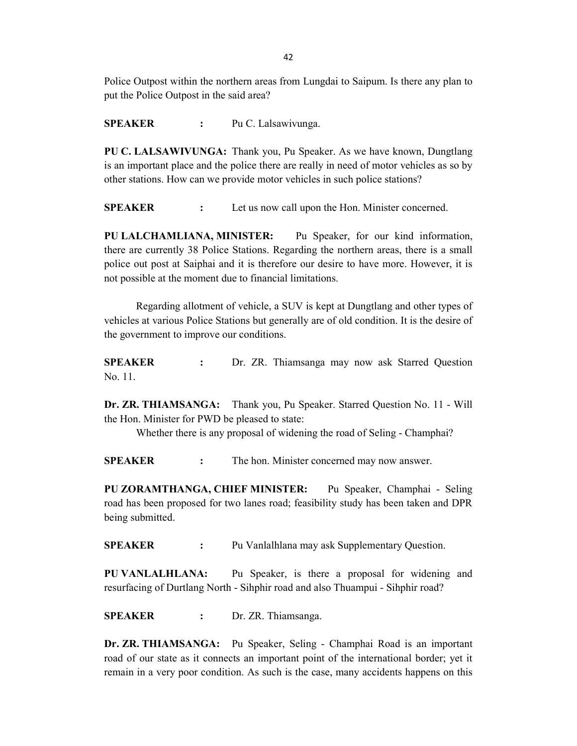Police Outpost within the northern areas from Lungdai to Saipum. Is there any plan to put the Police Outpost in the said area?

**SPEAKER** : Pu C. Lalsawivunga.

**PU C. LALSAWIVUNGA:** Thank you, Pu Speaker. As we have known, Dungtlang is an important place and the police there are really in need of motor vehicles as so by other stations. How can we provide motor vehicles in such police stations?

**SPEAKER** : Let us now call upon the Hon. Minister concerned.

**PU LALCHAMLIANA, MINISTER:** Pu Speaker, for our kind information, there are currently 38 Police Stations. Regarding the northern areas, there is a small police out post at Saiphai and it is therefore our desire to have more. However, it is not possible at the moment due to financial limitations.

Regarding allotment of vehicle, a SUV is kept at Dungtlang and other types of vehicles at various Police Stations but generally are of old condition. It is the desire of the government to improve our conditions.

**SPEAKER** : Dr. ZR. Thiamsanga may now ask Starred Question No. 11.

**Dr. ZR. THIAMSANGA:** Thank you, Pu Speaker. Starred Question No. 11 - Will the Hon. Minister for PWD be pleased to state:

Whether there is any proposal of widening the road of Seling - Champhai?

**SPEAKER** : The hon. Minister concerned may now answer.

**PU ZORAMTHANGA, CHIEF MINISTER:** Pu Speaker, Champhai - Seling road has been proposed for two lanes road; feasibility study has been taken and DPR being submitted.

**SPEAKER** : Pu Vanlalhlana may ask Supplementary Question.

**PU VANLALHLANA:** Pu Speaker, is there a proposal for widening and resurfacing of Durtlang North - Sihphir road and also Thuampui - Sihphir road?

**SPEAKER** : Dr. ZR. Thiamsanga.

**Dr. ZR. THIAMSANGA:** Pu Speaker, Seling - Champhai Road is an important road of our state as it connects an important point of the international border; yet it remain in a very poor condition. As such is the case, many accidents happens on this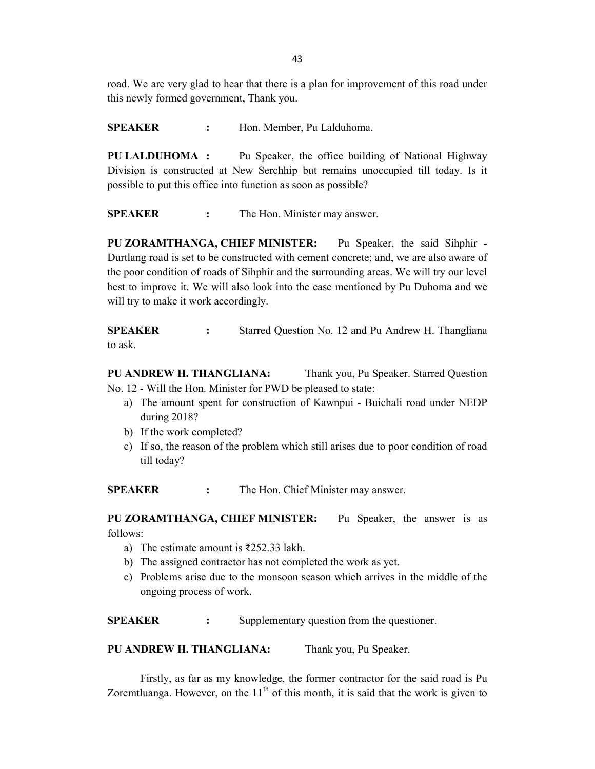road. We are very glad to hear that there is a plan for improvement of this road under this newly formed government, Thank you.

**SPEAKER** : Hon. Member, Pu Lalduhoma.

**PU LALDUHOMA :** Pu Speaker, the office building of National Highway Division is constructed at New Serchhip but remains unoccupied till today. Is it possible to put this office into function as soon as possible?

**SPEAKER** : The Hon. Minister may answer.

**PU ZORAMTHANGA, CHIEF MINISTER:** Pu Speaker, the said Sihphir - Durtlang road is set to be constructed with cement concrete; and, we are also aware of the poor condition of roads of Sihphir and the surrounding areas. We will try our level best to improve it. We will also look into the case mentioned by Pu Duhoma and we will try to make it work accordingly.

**SPEAKER** : Starred Question No. 12 and Pu Andrew H. Thangliana to ask.

**PU ANDREW H. THANGLIANA:** Thank you, Pu Speaker. Starred Question No. 12 - Will the Hon. Minister for PWD be pleased to state:

a) The amount spent for construction of Kawnpui - Buichali road under NEDP during 2018?
b) If the work completed?
c) If so, the reason of the problem which still arises due to poor condition of road till today?

**SPEAKER** : The Hon. Chief Minister may answer.

**PU ZORAMTHANGA, CHIEF MINISTER:** Pu Speaker, the answer is as follows:

a) The estimate amount is ₹252.33 lakh.
b) The assigned contractor has not completed the work as yet.
c) Problems arise due to the monsoon season which arrives in the middle of the ongoing process of work.

**SPEAKER** : Supplementary question from the questioner.

**PU ANDREW H. THANGLIANA:** Thank you, Pu Speaker.

Firstly, as far as my knowledge, the former contractor for the said road is Pu Zoremtluanga. However, on the 11th of this month, it is said that the work is given to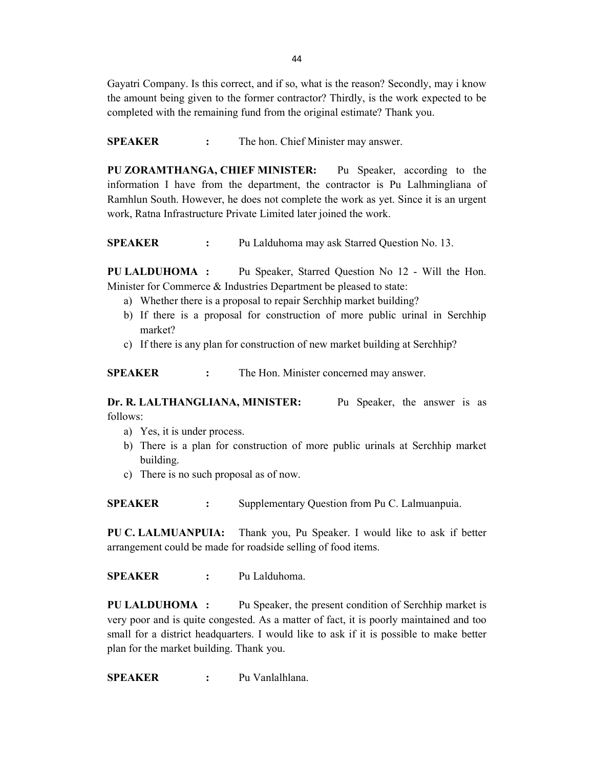Gayatri Company. Is this correct, and if so, what is the reason? Secondly, may i know the amount being given to the former contractor? Thirdly, is the work expected to be completed with the remaining fund from the original estimate? Thank you.

**SPEAKER** : The hon. Chief Minister may answer.

**PU ZORAMTHANGA, CHIEF MINISTER:** Pu Speaker, according to the information I have from the department, the contractor is Pu Lalhmingliana of Ramhlun South. However, he does not complete the work as yet. Since it is an urgent work, Ratna Infrastructure Private Limited later joined the work.

**SPEAKER** : Pu Lalduhoma may ask Starred Question No. 13.

**PU LALDUHOMA :** Pu Speaker, Starred Question No 12 - Will the Hon. Minister for Commerce & Industries Department be pleased to state:

a) Whether there is a proposal to repair Serchhip market building?
b) If there is a proposal for construction of more public urinal in Serchhip market?
c) If there is any plan for construction of new market building at Serchhip?

**SPEAKER** : The Hon. Minister concerned may answer.

**Dr. R. LALTHANGLIANA, MINISTER:** Pu Speaker, the answer is as follows:

a) Yes, it is under process.
b) There is a plan for construction of more public urinals at Serchhip market building.
c) There is no such proposal as of now.

**SPEAKER** : Supplementary Question from Pu C. Lalmuanpuia.

**PU C. LALMUANPUIA:** Thank you, Pu Speaker. I would like to ask if better arrangement could be made for roadside selling of food items.

**SPEAKER** : Pu Lalduhoma.

**PU LALDUHOMA :** Pu Speaker, the present condition of Serchhip market is very poor and is quite congested. As a matter of fact, it is poorly maintained and too small for a district headquarters. I would like to ask if it is possible to make better plan for the market building. Thank you.

**SPEAKER** : Pu Vanlalhlana.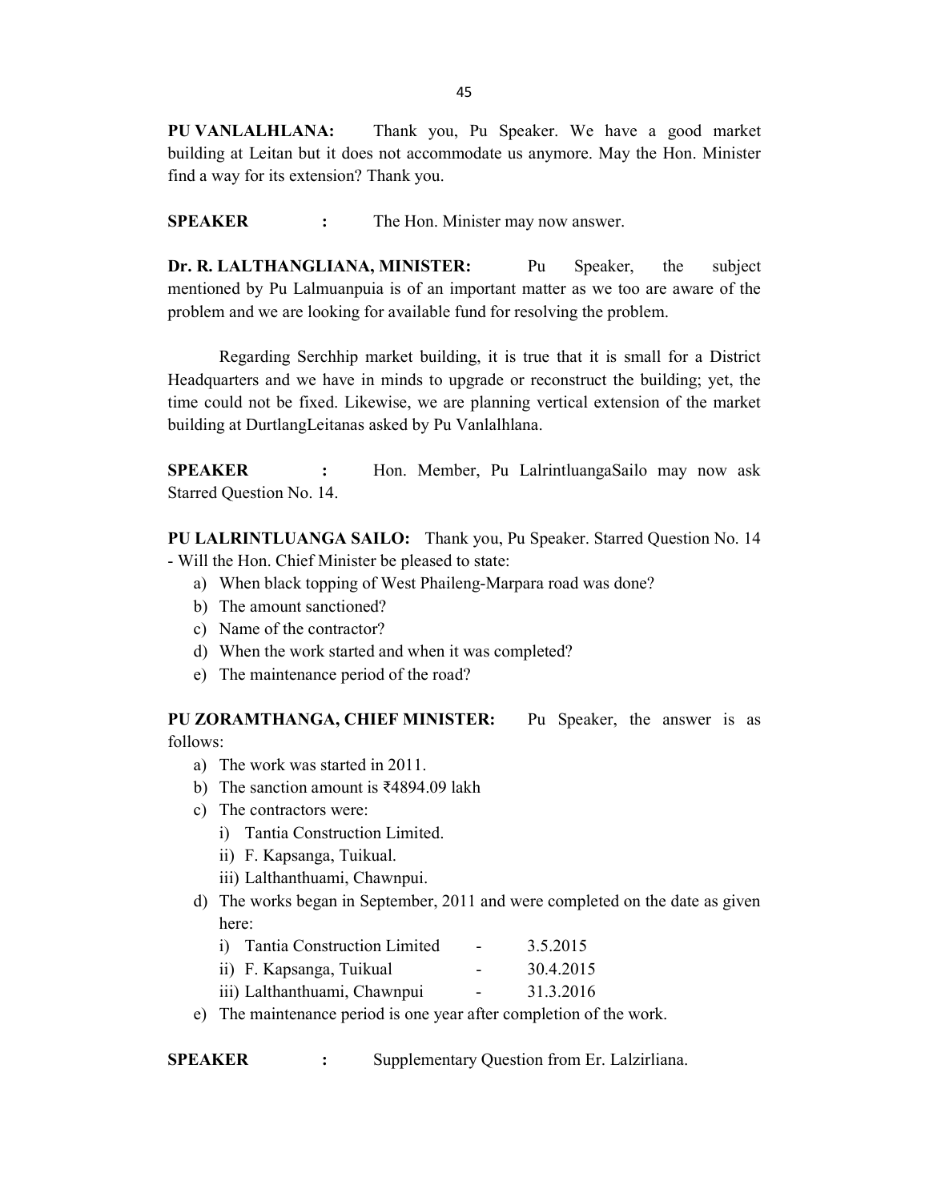**PU VANLALHLANA:** Thank you, Pu Speaker. We have a good market building at Leitan but it does not accommodate us anymore. May the Hon. Minister find a way for its extension? Thank you.

**SPEAKER :** The Hon. Minister may now answer.

**Dr. R. LALTHANGLIANA, MINISTER:** Pu Speaker, the subject mentioned by Pu Lalmuanpuia is of an important matter as we too are aware of the problem and we are looking for available fund for resolving the problem.

Regarding Serchhip market building, it is true that it is small for a District Headquarters and we have in minds to upgrade or reconstruct the building; yet, the time could not be fixed. Likewise, we are planning vertical extension of the market building at DurtlangLeitanas asked by Pu Vanlalhlana.

**SPEAKER :** Hon. Member, Pu LalrintluangaSailo may now ask Starred Question No. 14.

**PU LALRINTLUANGA SAILO:** Thank you, Pu Speaker. Starred Question No. 14 - Will the Hon. Chief Minister be pleased to state:

a) When black topping of West Phaileng-Marpara road was done?
b) The amount sanctioned?
c) Name of the contractor?
d) When the work started and when it was completed?
e) The maintenance period of the road?

**PU ZORAMTHANGA, CHIEF MINISTER:** Pu Speaker, the answer is as follows:

a) The work was started in 2011.
b) The sanction amount is ₹4894.09 lakh
c) The contractors were:
   i) Tantia Construction Limited.
   ii) F. Kapsanga, Tuikual.
   iii) Lalthanthuami, Chawnpui.
d) The works began in September, 2011 and were completed on the date as given here:
   i) Tantia Construction Limited - 3.5.2015
   ii) F. Kapsanga, Tuikual - 30.4.2015
   iii) Lalthanthuami, Chawnpui - 31.3.2016
e) The maintenance period is one year after completion of the work.

**SPEAKER :** Supplementary Question from Er. Lalzirliana.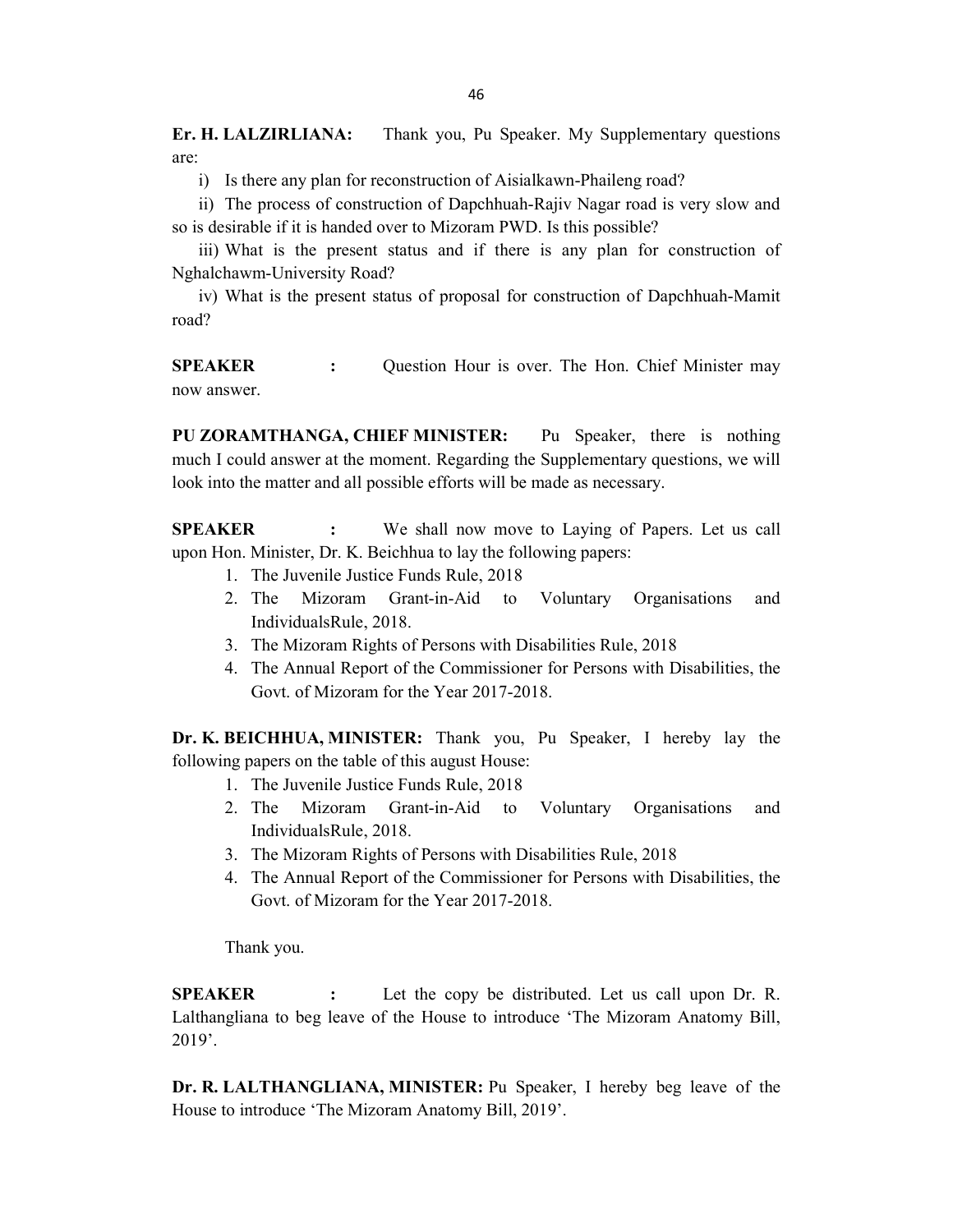**Er. H. LALZIRLIANA:** Thank you, Pu Speaker. My Supplementary questions are:

i) Is there any plan for reconstruction of Aisialkawn-Phaileng road?

ii) The process of construction of Dapchhuah-Rajiv Nagar road is very slow and so is desirable if it is handed over to Mizoram PWD. Is this possible?

iii) What is the present status and if there is any plan for construction of Nghalchawm-University Road?

iv) What is the present status of proposal for construction of Dapchhuah-Mamit road?

**SPEAKER :** Question Hour is over. The Hon. Chief Minister may now answer.

**PU ZORAMTHANGA, CHIEF MINISTER:** Pu Speaker, there is nothing much I could answer at the moment. Regarding the Supplementary questions, we will look into the matter and all possible efforts will be made as necessary.

**SPEAKER :** We shall now move to Laying of Papers. Let us call upon Hon. Minister, Dr. K. Beichhua to lay the following papers:

1. The Juvenile Justice Funds Rule, 2018
2. The Mizoram Grant-in-Aid to Voluntary Organisations and IndividualsRule, 2018.
3. The Mizoram Rights of Persons with Disabilities Rule, 2018
4. The Annual Report of the Commissioner for Persons with Disabilities, the Govt. of Mizoram for the Year 2017-2018.

**Dr. K. BEICHHUA, MINISTER:** Thank you, Pu Speaker, I hereby lay the following papers on the table of this august House:

1. The Juvenile Justice Funds Rule, 2018
2. The Mizoram Grant-in-Aid to Voluntary Organisations and IndividualsRule, 2018.
3. The Mizoram Rights of Persons with Disabilities Rule, 2018
4. The Annual Report of the Commissioner for Persons with Disabilities, the Govt. of Mizoram for the Year 2017-2018.

Thank you.

**SPEAKER :** Let the copy be distributed. Let us call upon Dr. R. Lalthangliana to beg leave of the House to introduce 'The Mizoram Anatomy Bill, 2019'.

**Dr. R. LALTHANGLIANA, MINISTER:** Pu Speaker, I hereby beg leave of the House to introduce 'The Mizoram Anatomy Bill, 2019'.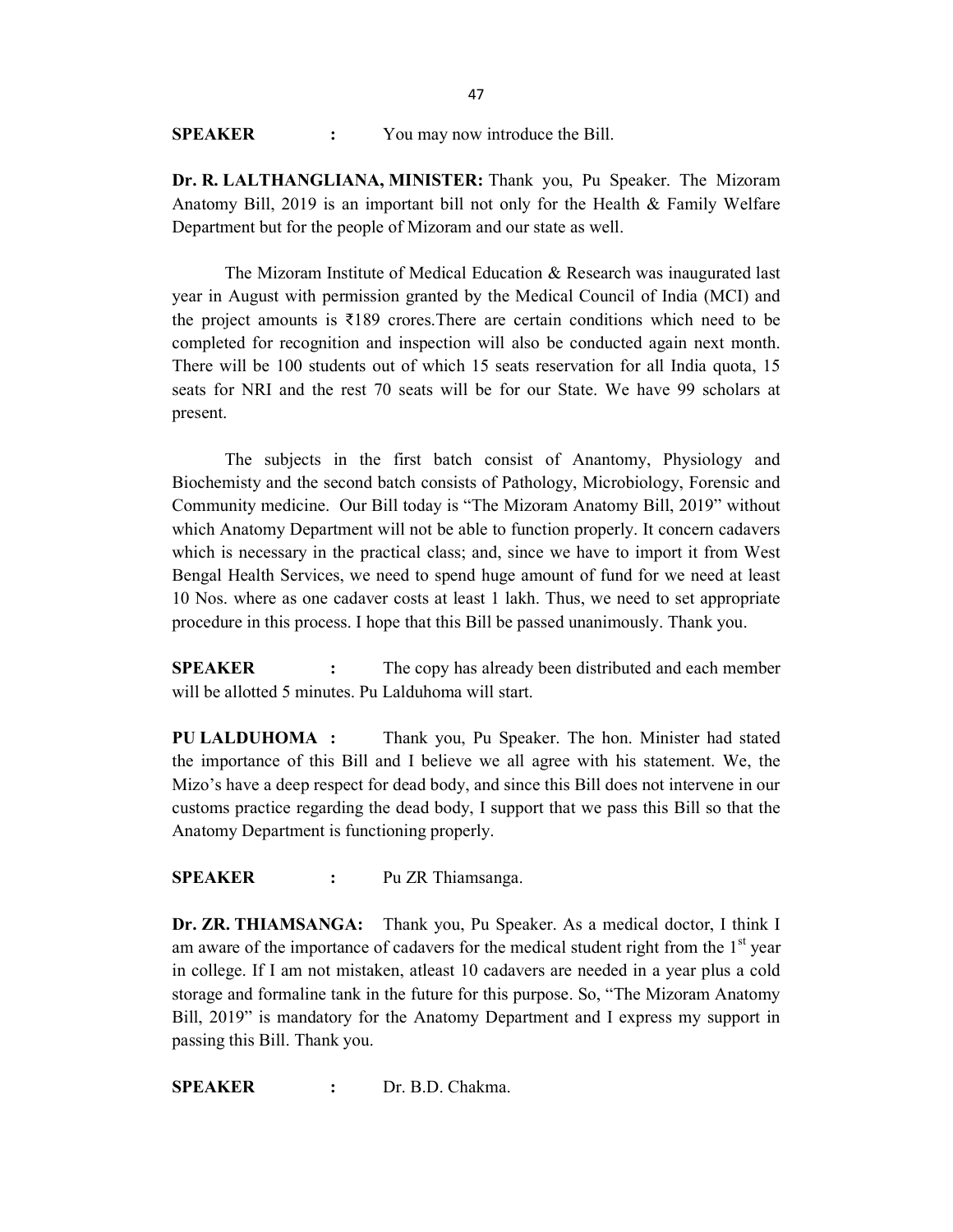**SPEAKER : ** You may now introduce the Bill.

**Dr. R. LALTHANGLIANA, MINISTER:** Thank you, Pu Speaker. The Mizoram Anatomy Bill, 2019 is an important bill not only for the Health & Family Welfare Department but for the people of Mizoram and our state as well.

The Mizoram Institute of Medical Education & Research was inaugurated last year in August with permission granted by the Medical Council of India (MCI) and the project amounts is ₹189 crores.There are certain conditions which need to be completed for recognition and inspection will also be conducted again next month. There will be 100 students out of which 15 seats reservation for all India quota, 15 seats for NRI and the rest 70 seats will be for our State. We have 99 scholars at present.

The subjects in the first batch consist of Anantomy, Physiology and Biochemisty and the second batch consists of Pathology, Microbiology, Forensic and Community medicine. Our Bill today is "The Mizoram Anatomy Bill, 2019" without which Anatomy Department will not be able to function properly. It concern cadavers which is necessary in the practical class; and, since we have to import it from West Bengal Health Services, we need to spend huge amount of fund for we need at least 10 Nos. where as one cadaver costs at least 1 lakh. Thus, we need to set appropriate procedure in this process. I hope that this Bill be passed unanimously. Thank you.

**SPEAKER : ** The copy has already been distributed and each member will be allotted 5 minutes. Pu Lalduhoma will start.

**PU LALDUHOMA : ** Thank you, Pu Speaker. The hon. Minister had stated the importance of this Bill and I believe we all agree with his statement. We, the Mizo's have a deep respect for dead body, and since this Bill does not intervene in our customs practice regarding the dead body, I support that we pass this Bill so that the Anatomy Department is functioning properly.

**SPEAKER : ** Pu ZR Thiamsanga.

**Dr. ZR. THIAMSANGA:** Thank you, Pu Speaker. As a medical doctor, I think I am aware of the importance of cadavers for the medical student right from the 1st year in college. If I am not mistaken, atleast 10 cadavers are needed in a year plus a cold storage and formaline tank in the future for this purpose. So, "The Mizoram Anatomy Bill, 2019" is mandatory for the Anatomy Department and I express my support in passing this Bill. Thank you.

**SPEAKER : ** Dr. B.D. Chakma.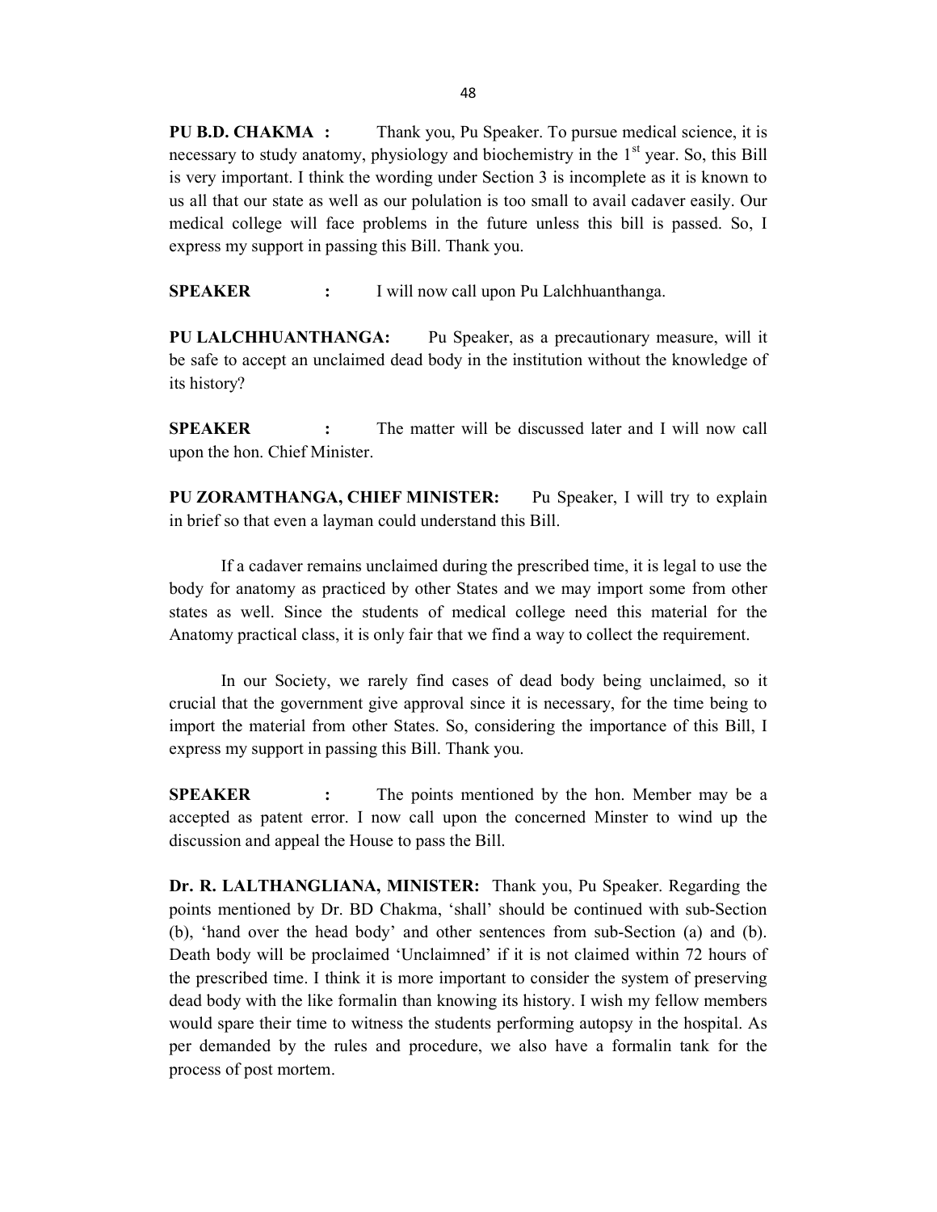**PU B.D. CHAKMA :** Thank you, Pu Speaker. To pursue medical science, it is necessary to study anatomy, physiology and biochemistry in the 1st year. So, this Bill is very important. I think the wording under Section 3 is incomplete as it is known to us all that our state as well as our polulation is too small to avail cadaver easily. Our medical college will face problems in the future unless this bill is passed. So, I express my support in passing this Bill. Thank you.

**SPEAKER :** I will now call upon Pu Lalchhuanthanga.

**PU LALCHHUANTHANGA:** Pu Speaker, as a precautionary measure, will it be safe to accept an unclaimed dead body in the institution without the knowledge of its history?

**SPEAKER :** The matter will be discussed later and I will now call upon the hon. Chief Minister.

**PU ZORAMTHANGA, CHIEF MINISTER:** Pu Speaker, I will try to explain in brief so that even a layman could understand this Bill.

If a cadaver remains unclaimed during the prescribed time, it is legal to use the body for anatomy as practiced by other States and we may import some from other states as well. Since the students of medical college need this material for the Anatomy practical class, it is only fair that we find a way to collect the requirement.

In our Society, we rarely find cases of dead body being unclaimed, so it crucial that the government give approval since it is necessary, for the time being to import the material from other States. So, considering the importance of this Bill, I express my support in passing this Bill. Thank you.

**SPEAKER :** The points mentioned by the hon. Member may be a accepted as patent error. I now call upon the concerned Minster to wind up the discussion and appeal the House to pass the Bill.

**Dr. R. LALTHANGLIANA, MINISTER:** Thank you, Pu Speaker. Regarding the points mentioned by Dr. BD Chakma, 'shall' should be continued with sub-Section (b), 'hand over the head body' and other sentences from sub-Section (a) and (b). Death body will be proclaimed 'Unclaimned' if it is not claimed within 72 hours of the prescribed time. I think it is more important to consider the system of preserving dead body with the like formalin than knowing its history. I wish my fellow members would spare their time to witness the students performing autopsy in the hospital. As per demanded by the rules and procedure, we also have a formalin tank for the process of post mortem.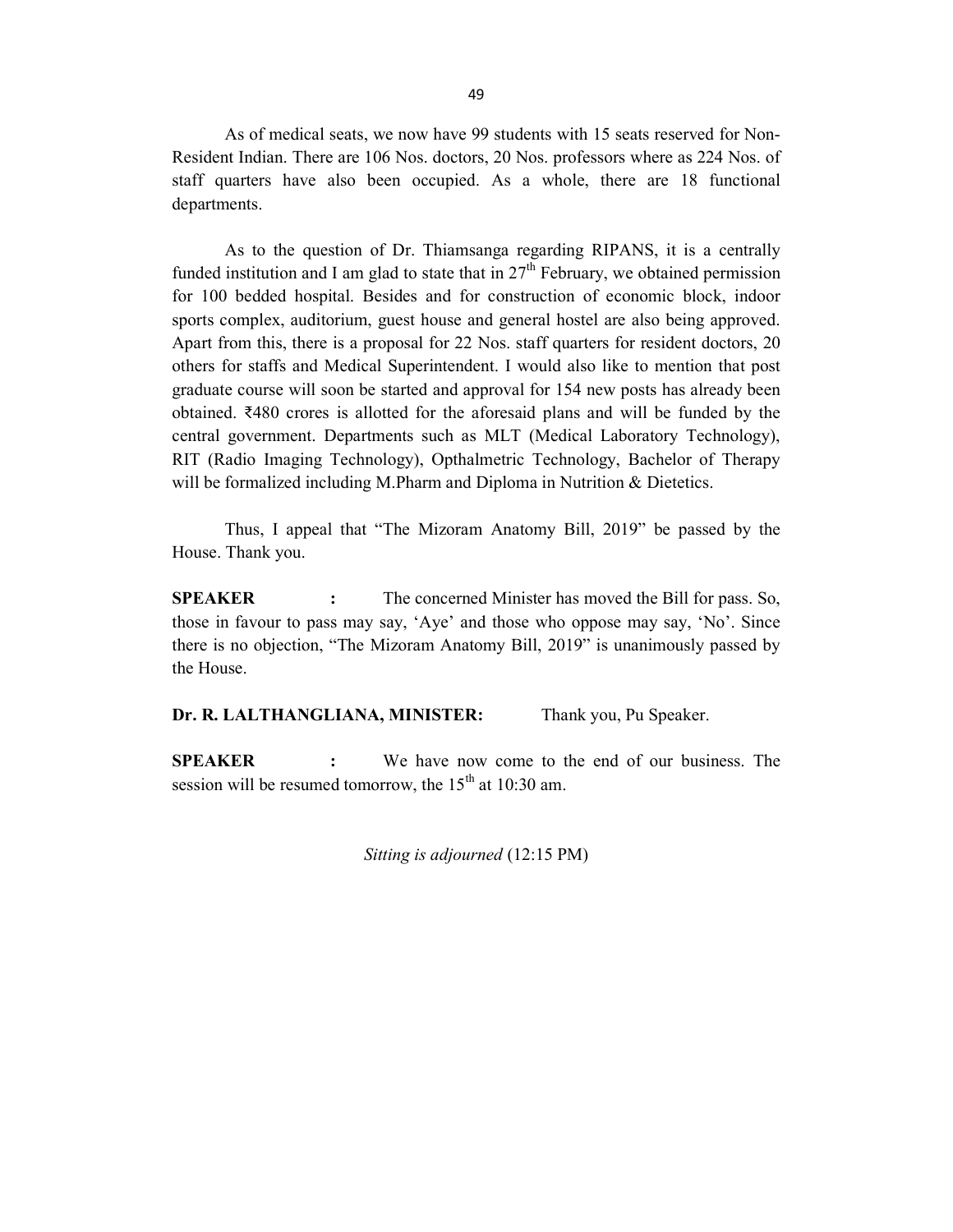As of medical seats, we now have 99 students with 15 seats reserved for Non-Resident Indian. There are 106 Nos. doctors, 20 Nos. professors where as 224 Nos. of staff quarters have also been occupied. As a whole, there are 18 functional departments.

As to the question of Dr. Thiamsanga regarding RIPANS, it is a centrally funded institution and I am glad to state that in 27th February, we obtained permission for 100 bedded hospital. Besides and for construction of economic block, indoor sports complex, auditorium, guest house and general hostel are also being approved. Apart from this, there is a proposal for 22 Nos. staff quarters for resident doctors, 20 others for staffs and Medical Superintendent. I would also like to mention that post graduate course will soon be started and approval for 154 new posts has already been obtained. ₹480 crores is allotted for the aforesaid plans and will be funded by the central government. Departments such as MLT (Medical Laboratory Technology), RIT (Radio Imaging Technology), Opthalmetric Technology, Bachelor of Therapy will be formalized including M.Pharm and Diploma in Nutrition & Dietetics.

Thus, I appeal that "The Mizoram Anatomy Bill, 2019" be passed by the House. Thank you.

**SPEAKER :** The concerned Minister has moved the Bill for pass. So, those in favour to pass may say, 'Aye' and those who oppose may say, 'No'. Since there is no objection, "The Mizoram Anatomy Bill, 2019" is unanimously passed by the House.

**Dr. R. LALTHANGLIANA, MINISTER:** Thank you, Pu Speaker.

**SPEAKER :** We have now come to the end of our business. The session will be resumed tomorrow, the 15th at 10:30 am.

*Sitting is adjourned* (12:15 PM)